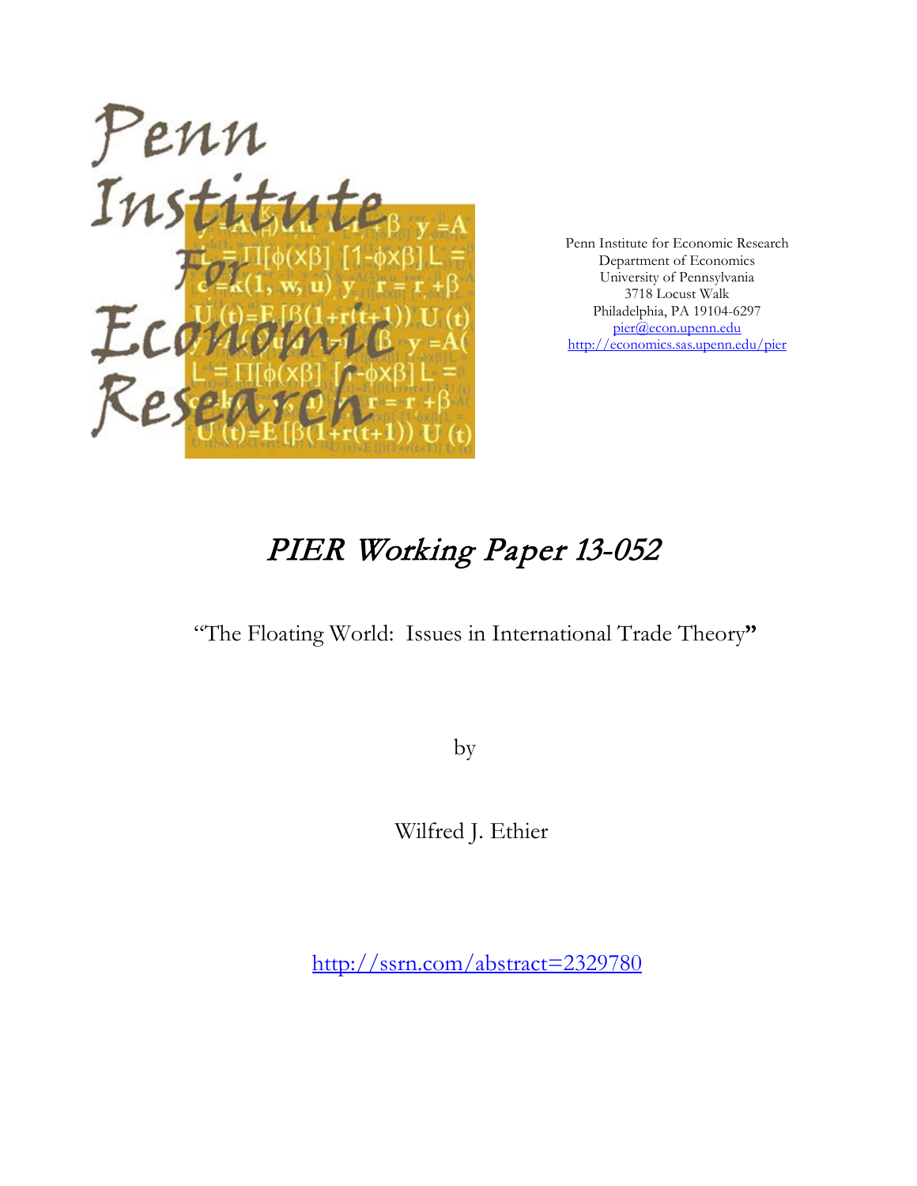Penn Institute for Economic Research
Department of Economics
University of Pennsylvania
3718 Locust Walk
Philadelphia, PA 19104-6297
pier@econ.upenn.edu
http://economics.sas.upenn.edu/pier

# *PIER Working Paper 13-052*

"The Floating World: Issues in International Trade Theory"

by

Wilfred J. Ethier

http://ssrn.com/abstract=2329780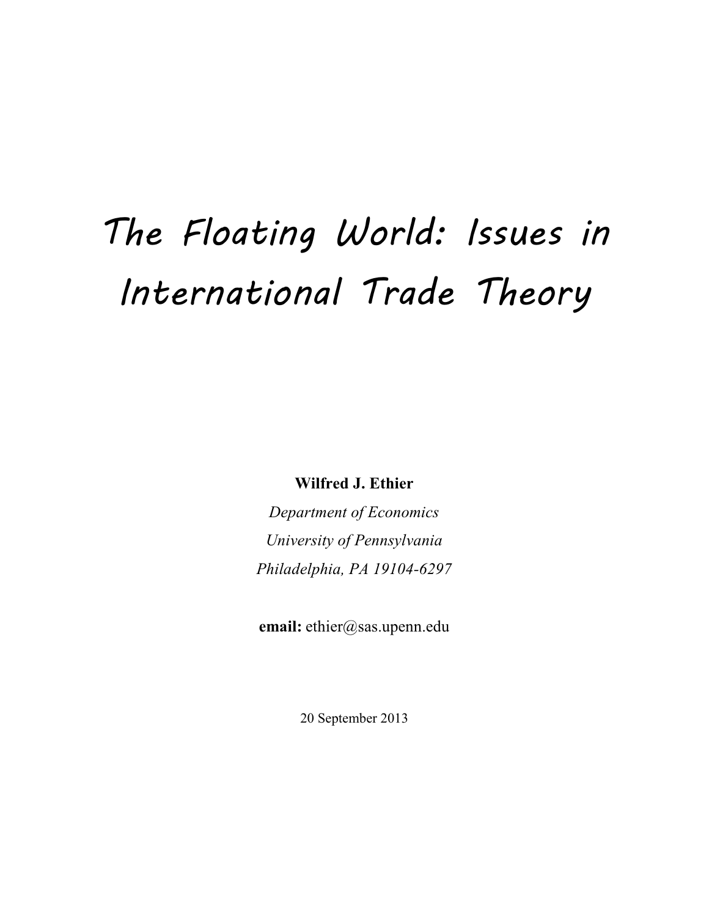# The Floating World: Issues in International Trade Theory

**Wilfred J. Ethier**

*Department of Economics*

*University of Pennsylvania*

*Philadelphia, PA 19104-6297*

**email:** ethier@sas.upenn.edu

20 September 2013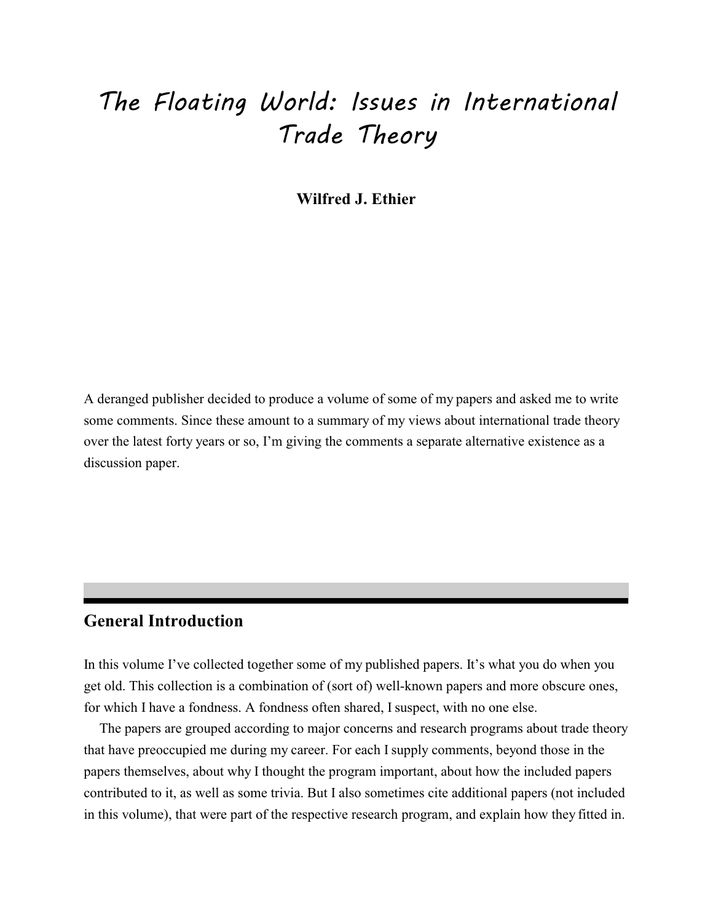# The Floating World: Issues in International Trade Theory

**Wilfred J. Ethier**

A deranged publisher decided to produce a volume of some of my papers and asked me to write some comments. Since these amount to a summary of my views about international trade theory over the latest forty years or so, I'm giving the comments a separate alternative existence as a discussion paper.

## General Introduction

In this volume I've collected together some of my published papers. It's what you do when you get old. This collection is a combination of (sort of) well-known papers and more obscure ones, for which I have a fondness. A fondness often shared, I suspect, with no one else.

The papers are grouped according to major concerns and research programs about trade theory that have preoccupied me during my career. For each I supply comments, beyond those in the papers themselves, about why I thought the program important, about how the included papers contributed to it, as well as some trivia. But I also sometimes cite additional papers (not included in this volume), that were part of the respective research program, and explain how they fitted in.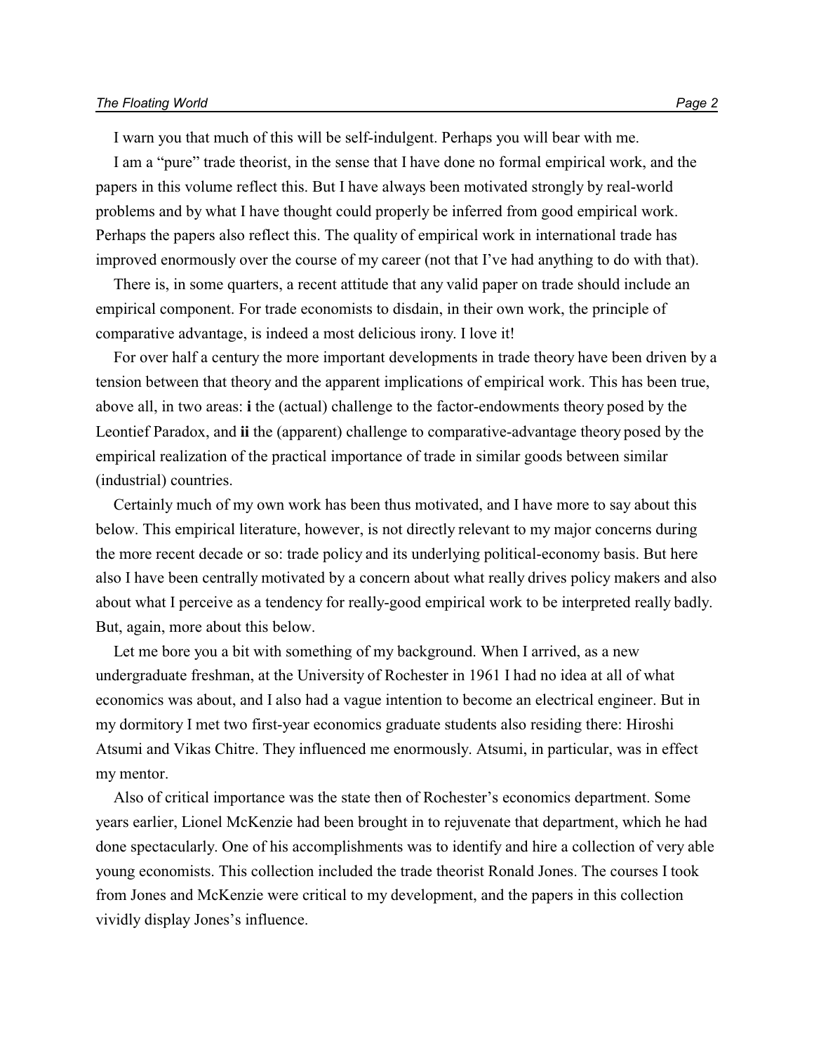I warn you that much of this will be self-indulgent. Perhaps you will bear with me.

I am a "pure" trade theorist, in the sense that I have done no formal empirical work, and the papers in this volume reflect this. But I have always been motivated strongly by real-world problems and by what I have thought could properly be inferred from good empirical work. Perhaps the papers also reflect this. The quality of empirical work in international trade has improved enormously over the course of my career (not that I've had anything to do with that).

There is, in some quarters, a recent attitude that any valid paper on trade should include an empirical component. For trade economists to disdain, in their own work, the principle of comparative advantage, is indeed a most delicious irony. I love it!

For over half a century the more important developments in trade theory have been driven by a tension between that theory and the apparent implications of empirical work. This has been true, above all, in two areas: **i** the (actual) challenge to the factor-endowments theory posed by the Leontief Paradox, and **ii** the (apparent) challenge to comparative-advantage theory posed by the empirical realization of the practical importance of trade in similar goods between similar (industrial) countries.

Certainly much of my own work has been thus motivated, and I have more to say about this below. This empirical literature, however, is not directly relevant to my major concerns during the more recent decade or so: trade policy and its underlying political-economy basis. But here also I have been centrally motivated by a concern about what really drives policy makers and also about what I perceive as a tendency for really-good empirical work to be interpreted really badly. But, again, more about this below.

Let me bore you a bit with something of my background. When I arrived, as a new undergraduate freshman, at the University of Rochester in 1961 I had no idea at all of what economics was about, and I also had a vague intention to become an electrical engineer. But in my dormitory I met two first-year economics graduate students also residing there: Hiroshi Atsumi and Vikas Chitre. They influenced me enormously. Atsumi, in particular, was in effect my mentor.

Also of critical importance was the state then of Rochester's economics department. Some years earlier, Lionel McKenzie had been brought in to rejuvenate that department, which he had done spectacularly. One of his accomplishments was to identify and hire a collection of very able young economists. This collection included the trade theorist Ronald Jones. The courses I took from Jones and McKenzie were critical to my development, and the papers in this collection vividly display Jones's influence.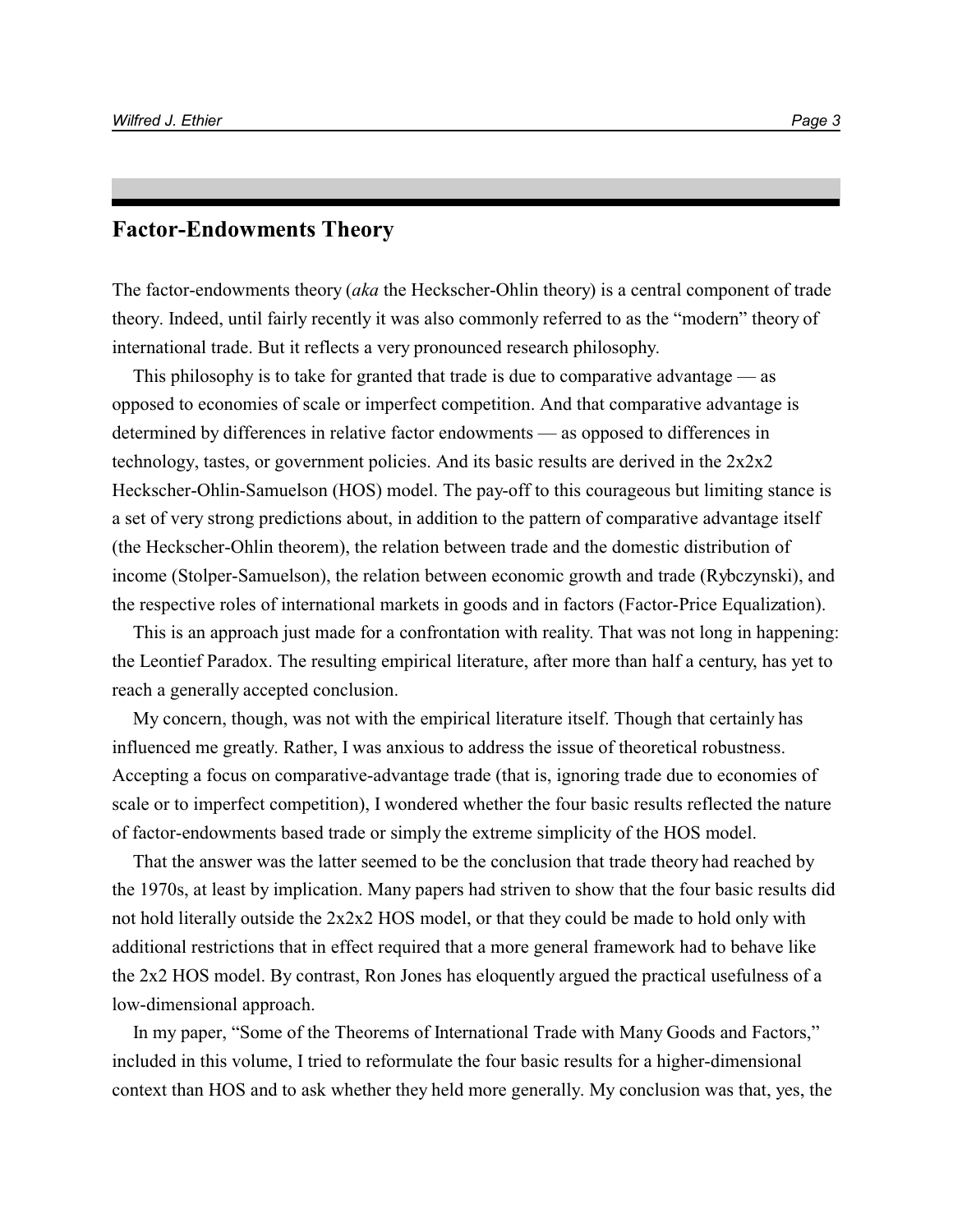## Factor-Endowments Theory

The factor-endowments theory (*aka* the Heckscher-Ohlin theory) is a central component of trade theory. Indeed, until fairly recently it was also commonly referred to as the "modern" theory of international trade. But it reflects a very pronounced research philosophy.

This philosophy is to take for granted that trade is due to comparative advantage — as opposed to economies of scale or imperfect competition. And that comparative advantage is determined by differences in relative factor endowments — as opposed to differences in technology, tastes, or government policies. And its basic results are derived in the 2x2x2 Heckscher-Ohlin-Samuelson (HOS) model. The pay-off to this courageous but limiting stance is a set of very strong predictions about, in addition to the pattern of comparative advantage itself (the Heckscher-Ohlin theorem), the relation between trade and the domestic distribution of income (Stolper-Samuelson), the relation between economic growth and trade (Rybczynski), and the respective roles of international markets in goods and in factors (Factor-Price Equalization).

This is an approach just made for a confrontation with reality. That was not long in happening: the Leontief Paradox. The resulting empirical literature, after more than half a century, has yet to reach a generally accepted conclusion.

My concern, though, was not with the empirical literature itself. Though that certainly has influenced me greatly. Rather, I was anxious to address the issue of theoretical robustness. Accepting a focus on comparative-advantage trade (that is, ignoring trade due to economies of scale or to imperfect competition), I wondered whether the four basic results reflected the nature of factor-endowments based trade or simply the extreme simplicity of the HOS model.

That the answer was the latter seemed to be the conclusion that trade theory had reached by the 1970s, at least by implication. Many papers had striven to show that the four basic results did not hold literally outside the 2x2x2 HOS model, or that they could be made to hold only with additional restrictions that in effect required that a more general framework had to behave like the 2x2 HOS model. By contrast, Ron Jones has eloquently argued the practical usefulness of a low-dimensional approach.

In my paper, "Some of the Theorems of International Trade with Many Goods and Factors," included in this volume, I tried to reformulate the four basic results for a higher-dimensional context than HOS and to ask whether they held more generally. My conclusion was that, yes, the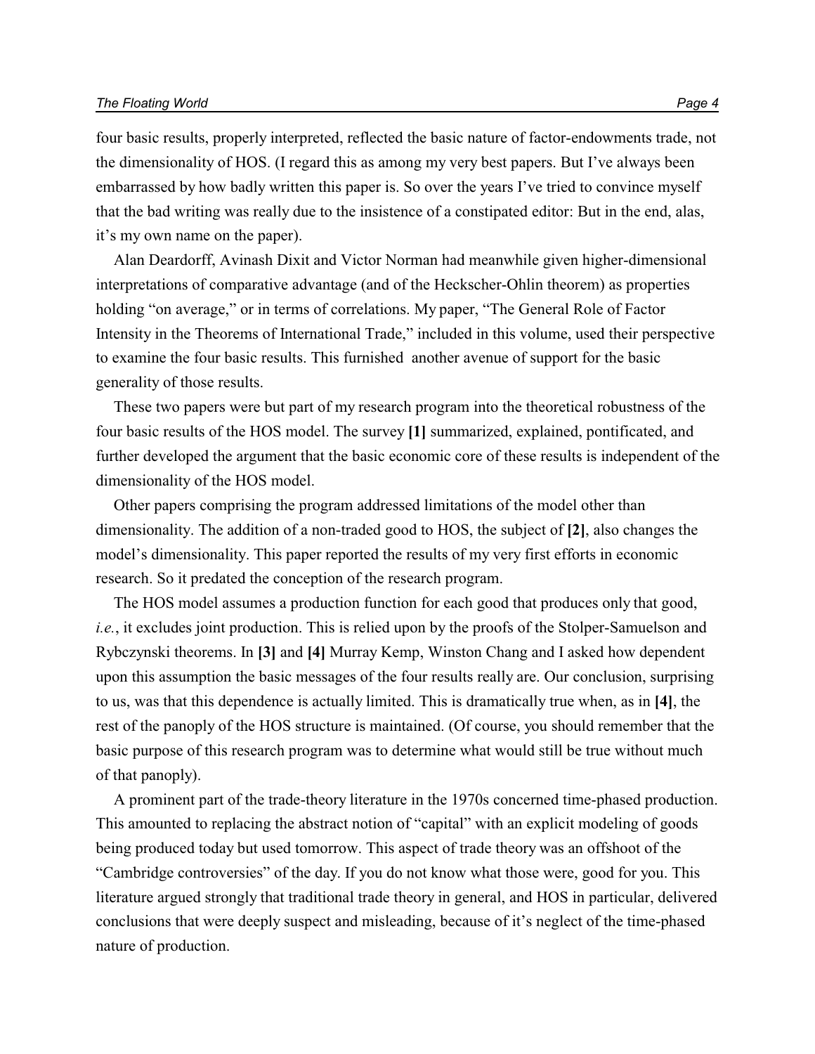four basic results, properly interpreted, reflected the basic nature of factor-endowments trade, not the dimensionality of HOS. (I regard this as among my very best papers. But I've always been embarrassed by how badly written this paper is. So over the years I've tried to convince myself that the bad writing was really due to the insistence of a constipated editor: But in the end, alas, it's my own name on the paper).

Alan Deardorff, Avinash Dixit and Victor Norman had meanwhile given higher-dimensional interpretations of comparative advantage (and of the Heckscher-Ohlin theorem) as properties holding "on average," or in terms of correlations. My paper, "The General Role of Factor Intensity in the Theorems of International Trade," included in this volume, used their perspective to examine the four basic results. This furnished another avenue of support for the basic generality of those results.

These two papers were but part of my research program into the theoretical robustness of the four basic results of the HOS model. The survey **[1]** summarized, explained, pontificated, and further developed the argument that the basic economic core of these results is independent of the dimensionality of the HOS model.

Other papers comprising the program addressed limitations of the model other than dimensionality. The addition of a non-traded good to HOS, the subject of **[2]**, also changes the model's dimensionality. This paper reported the results of my very first efforts in economic research. So it predated the conception of the research program.

The HOS model assumes a production function for each good that produces only that good, *i.e.*, it excludes joint production. This is relied upon by the proofs of the Stolper-Samuelson and Rybczynski theorems. In **[3]** and **[4]** Murray Kemp, Winston Chang and I asked how dependent upon this assumption the basic messages of the four results really are. Our conclusion, surprising to us, was that this dependence is actually limited. This is dramatically true when, as in **[4]**, the rest of the panoply of the HOS structure is maintained. (Of course, you should remember that the basic purpose of this research program was to determine what would still be true without much of that panoply).

A prominent part of the trade-theory literature in the 1970s concerned time-phased production. This amounted to replacing the abstract notion of "capital" with an explicit modeling of goods being produced today but used tomorrow. This aspect of trade theory was an offshoot of the "Cambridge controversies" of the day. If you do not know what those were, good for you. This literature argued strongly that traditional trade theory in general, and HOS in particular, delivered conclusions that were deeply suspect and misleading, because of it's neglect of the time-phased nature of production.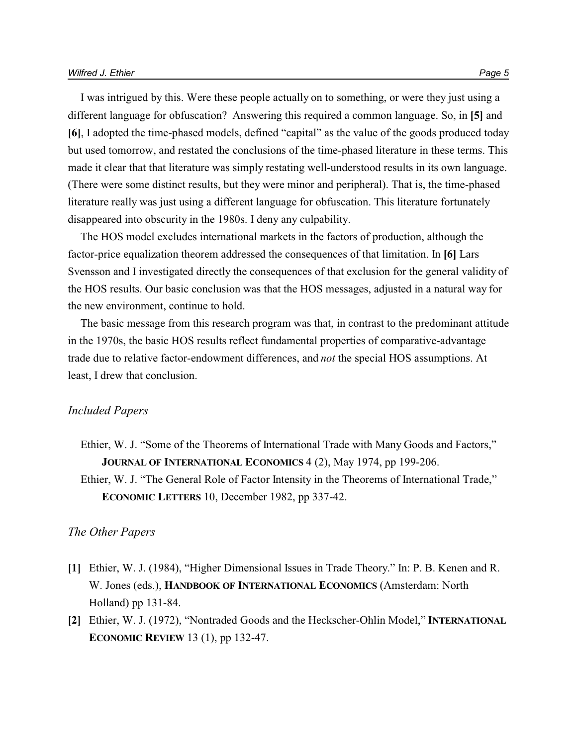I was intrigued by this. Were these people actually on to something, or were they just using a different language for obfuscation? Answering this required a common language. So, in **[5]** and **[6]**, I adopted the time-phased models, defined "capital" as the value of the goods produced today but used tomorrow, and restated the conclusions of the time-phased literature in these terms. This made it clear that that literature was simply restating well-understood results in its own language. (There were some distinct results, but they were minor and peripheral). That is, the time-phased literature really was just using a different language for obfuscation. This literature fortunately disappeared into obscurity in the 1980s. I deny any culpability.

The HOS model excludes international markets in the factors of production, although the factor-price equalization theorem addressed the consequences of that limitation. In **[6]** Lars Svensson and I investigated directly the consequences of that exclusion for the general validity of the HOS results. Our basic conclusion was that the HOS messages, adjusted in a natural way for the new environment, continue to hold.

The basic message from this research program was that, in contrast to the predominant attitude in the 1970s, the basic HOS results reflect fundamental properties of comparative-advantage trade due to relative factor-endowment differences, and *not* the special HOS assumptions. At least, I drew that conclusion.

### *Included Papers*

Ethier, W. J. "Some of the Theorems of International Trade with Many Goods and Factors," **JOURNAL OF INTERNATIONAL ECONOMICS** 4 (2), May 1974, pp 199-206.

Ethier, W. J. "The General Role of Factor Intensity in the Theorems of International Trade," **ECONOMIC LETTERS** 10, December 1982, pp 337-42.

### *The Other Papers*

**[1]** Ethier, W. J. (1984), "Higher Dimensional Issues in Trade Theory." In: P. B. Kenen and R. W. Jones (eds.), **HANDBOOK OF INTERNATIONAL ECONOMICS** (Amsterdam: North Holland) pp 131-84.

**[2]** Ethier, W. J. (1972), "Nontraded Goods and the Heckscher-Ohlin Model," **INTERNATIONAL ECONOMIC REVIEW** 13 (1), pp 132-47.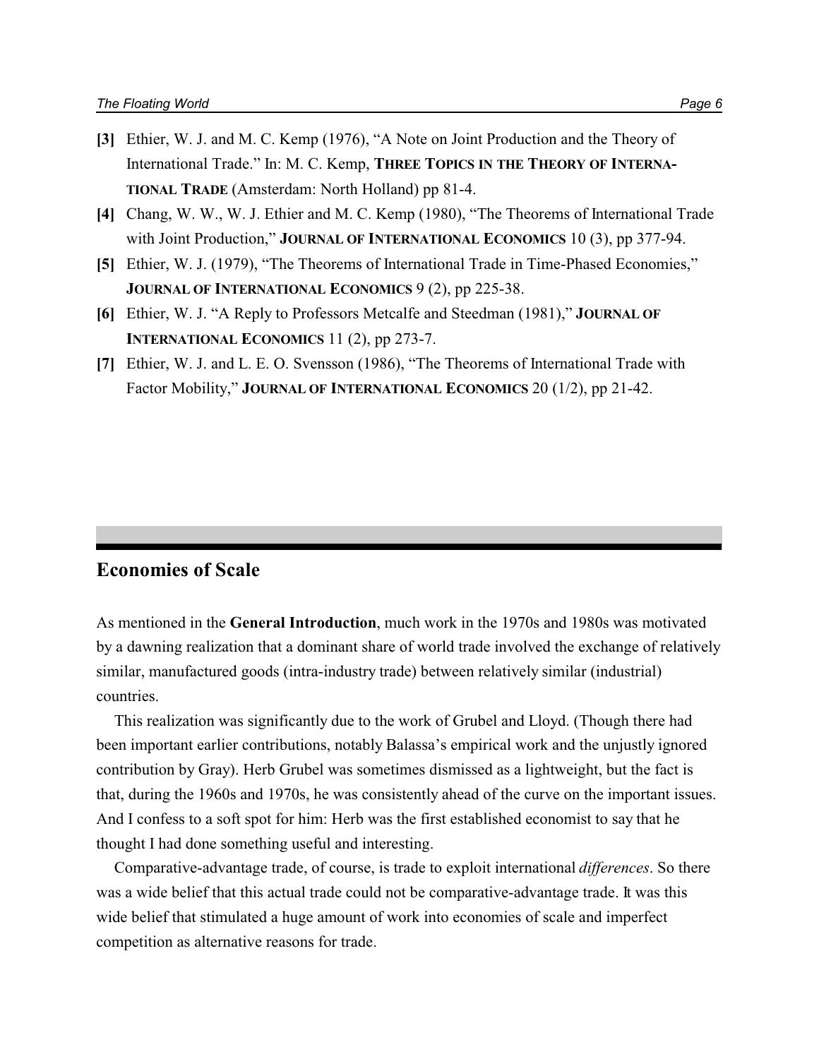**[3]** Ethier, W. J. and M. C. Kemp (1976), "A Note on Joint Production and the Theory of International Trade." In: M. C. Kemp, **THREE TOPICS IN THE THEORY OF INTERNATIONAL TRADE** (Amsterdam: North Holland) pp 81-4.

**[4]** Chang, W. W., W. J. Ethier and M. C. Kemp (1980), "The Theorems of International Trade with Joint Production," **JOURNAL OF INTERNATIONAL ECONOMICS** 10 (3), pp 377-94.

**[5]** Ethier, W. J. (1979), "The Theorems of International Trade in Time-Phased Economies," **JOURNAL OF INTERNATIONAL ECONOMICS** 9 (2), pp 225-38.

**[6]** Ethier, W. J. "A Reply to Professors Metcalfe and Steedman (1981)," **JOURNAL OF INTERNATIONAL ECONOMICS** 11 (2), pp 273-7.

**[7]** Ethier, W. J. and L. E. O. Svensson (1986), "The Theorems of International Trade with Factor Mobility," **JOURNAL OF INTERNATIONAL ECONOMICS** 20 (1/2), pp 21-42.

## Economies of Scale

As mentioned in the **General Introduction**, much work in the 1970s and 1980s was motivated by a dawning realization that a dominant share of world trade involved the exchange of relatively similar, manufactured goods (intra-industry trade) between relatively similar (industrial) countries.

This realization was significantly due to the work of Grubel and Lloyd. (Though there had been important earlier contributions, notably Balassa's empirical work and the unjustly ignored contribution by Gray). Herb Grubel was sometimes dismissed as a lightweight, but the fact is that, during the 1960s and 1970s, he was consistently ahead of the curve on the important issues. And I confess to a soft spot for him: Herb was the first established economist to say that he thought I had done something useful and interesting.

Comparative-advantage trade, of course, is trade to exploit international *differences*. So there was a wide belief that this actual trade could not be comparative-advantage trade. It was this wide belief that stimulated a huge amount of work into economies of scale and imperfect competition as alternative reasons for trade.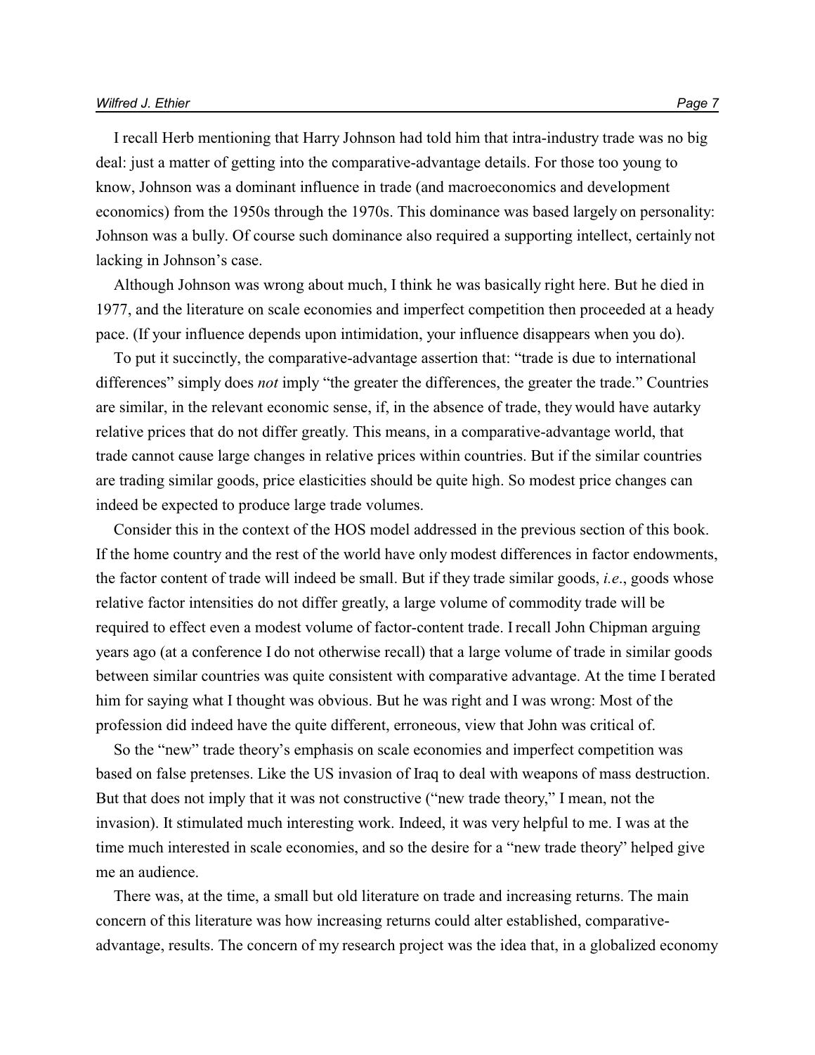I recall Herb mentioning that Harry Johnson had told him that intra-industry trade was no big deal: just a matter of getting into the comparative-advantage details. For those too young to know, Johnson was a dominant influence in trade (and macroeconomics and development economics) from the 1950s through the 1970s. This dominance was based largely on personality: Johnson was a bully. Of course such dominance also required a supporting intellect, certainly not lacking in Johnson's case.

Although Johnson was wrong about much, I think he was basically right here. But he died in 1977, and the literature on scale economies and imperfect competition then proceeded at a heady pace. (If your influence depends upon intimidation, your influence disappears when you do).

To put it succinctly, the comparative-advantage assertion that: "trade is due to international differences" simply does *not* imply "the greater the differences, the greater the trade." Countries are similar, in the relevant economic sense, if, in the absence of trade, they would have autarky relative prices that do not differ greatly. This means, in a comparative-advantage world, that trade cannot cause large changes in relative prices within countries. But if the similar countries are trading similar goods, price elasticities should be quite high. So modest price changes can indeed be expected to produce large trade volumes.

Consider this in the context of the HOS model addressed in the previous section of this book. If the home country and the rest of the world have only modest differences in factor endowments, the factor content of trade will indeed be small. But if they trade similar goods, *i.e.*, goods whose relative factor intensities do not differ greatly, a large volume of commodity trade will be required to effect even a modest volume of factor-content trade. I recall John Chipman arguing years ago (at a conference I do not otherwise recall) that a large volume of trade in similar goods between similar countries was quite consistent with comparative advantage. At the time I berated him for saying what I thought was obvious. But he was right and I was wrong: Most of the profession did indeed have the quite different, erroneous, view that John was critical of.

So the "new" trade theory's emphasis on scale economies and imperfect competition was based on false pretenses. Like the US invasion of Iraq to deal with weapons of mass destruction. But that does not imply that it was not constructive ("new trade theory," I mean, not the invasion). It stimulated much interesting work. Indeed, it was very helpful to me. I was at the time much interested in scale economies, and so the desire for a "new trade theory" helped give me an audience.

There was, at the time, a small but old literature on trade and increasing returns. The main concern of this literature was how increasing returns could alter established, comparative-advantage, results. The concern of my research project was the idea that, in a globalized economy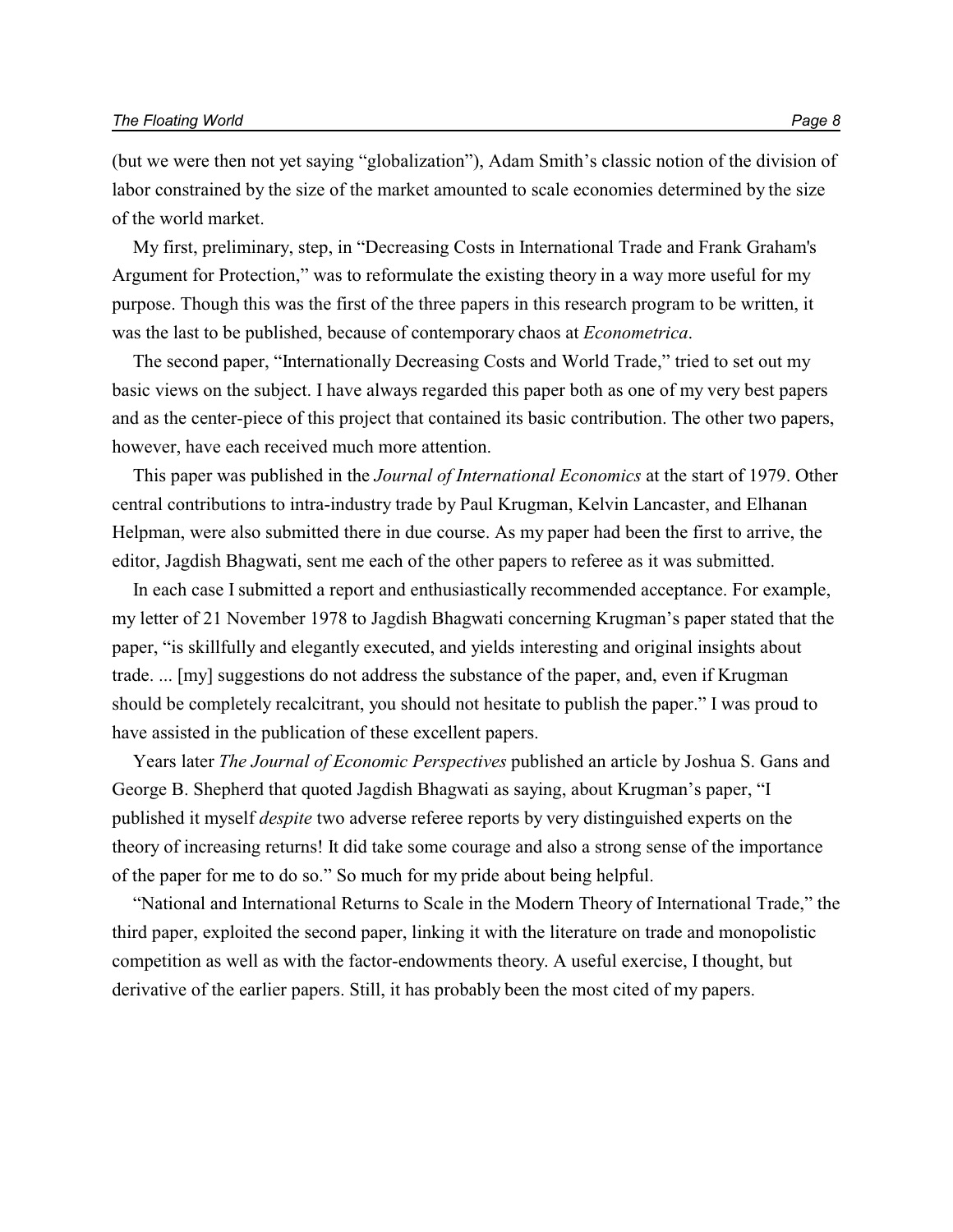(but we were then not yet saying "globalization"), Adam Smith's classic notion of the division of labor constrained by the size of the market amounted to scale economies determined by the size of the world market.

My first, preliminary, step, in "Decreasing Costs in International Trade and Frank Graham's Argument for Protection," was to reformulate the existing theory in a way more useful for my purpose. Though this was the first of the three papers in this research program to be written, it was the last to be published, because of contemporary chaos at *Econometrica*.

The second paper, "Internationally Decreasing Costs and World Trade," tried to set out my basic views on the subject. I have always regarded this paper both as one of my very best papers and as the center-piece of this project that contained its basic contribution. The other two papers, however, have each received much more attention.

This paper was published in the *Journal of International Economics* at the start of 1979. Other central contributions to intra-industry trade by Paul Krugman, Kelvin Lancaster, and Elhanan Helpman, were also submitted there in due course. As my paper had been the first to arrive, the editor, Jagdish Bhagwati, sent me each of the other papers to referee as it was submitted.

In each case I submitted a report and enthusiastically recommended acceptance. For example, my letter of 21 November 1978 to Jagdish Bhagwati concerning Krugman's paper stated that the paper, "is skillfully and elegantly executed, and yields interesting and original insights about trade. ... [my] suggestions do not address the substance of the paper, and, even if Krugman should be completely recalcitrant, you should not hesitate to publish the paper." I was proud to have assisted in the publication of these excellent papers.

Years later *The Journal of Economic Perspectives* published an article by Joshua S. Gans and George B. Shepherd that quoted Jagdish Bhagwati as saying, about Krugman's paper, "I published it myself *despite* two adverse referee reports by very distinguished experts on the theory of increasing returns! It did take some courage and also a strong sense of the importance of the paper for me to do so." So much for my pride about being helpful.

"National and International Returns to Scale in the Modern Theory of International Trade," the third paper, exploited the second paper, linking it with the literature on trade and monopolistic competition as well as with the factor-endowments theory. A useful exercise, I thought, but derivative of the earlier papers. Still, it has probably been the most cited of my papers.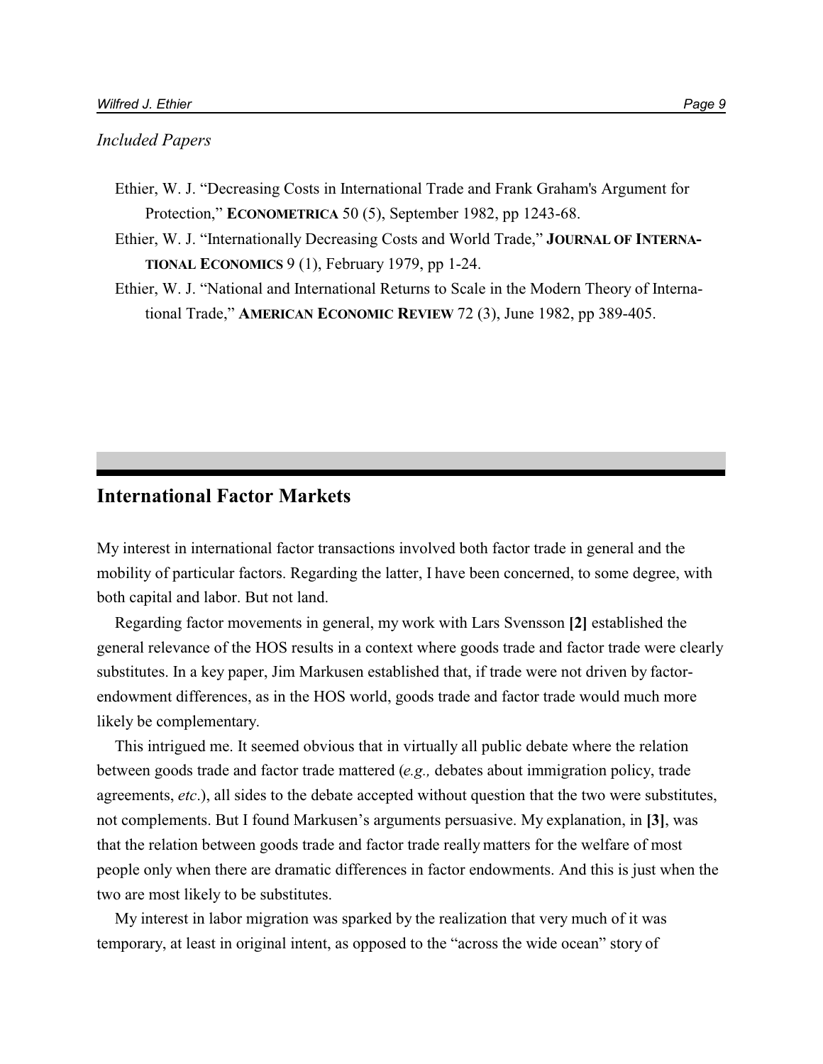*Included Papers*

- Ethier, W. J. "Decreasing Costs in International Trade and Frank Graham's Argument for Protection," **ECONOMETRICA** 50 (5), September 1982, pp 1243-68.
- Ethier, W. J. "Internationally Decreasing Costs and World Trade," **JOURNAL OF INTERNATIONAL ECONOMICS** 9 (1), February 1979, pp 1-24.
- Ethier, W. J. "National and International Returns to Scale in the Modern Theory of International Trade," **AMERICAN ECONOMIC REVIEW** 72 (3), June 1982, pp 389-405.

## International Factor Markets

My interest in international factor transactions involved both factor trade in general and the mobility of particular factors. Regarding the latter, I have been concerned, to some degree, with both capital and labor. But not land.

Regarding factor movements in general, my work with Lars Svensson **[2]** established the general relevance of the HOS results in a context where goods trade and factor trade were clearly substitutes. In a key paper, Jim Markusen established that, if trade were not driven by factor-endowment differences, as in the HOS world, goods trade and factor trade would much more likely be complementary.

This intrigued me. It seemed obvious that in virtually all public debate where the relation between goods trade and factor trade mattered (*e.g.,* debates about immigration policy, trade agreements, *etc*.), all sides to the debate accepted without question that the two were substitutes, not complements. But I found Markusen's arguments persuasive. My explanation, in **[3]**, was that the relation between goods trade and factor trade really matters for the welfare of most people only when there are dramatic differences in factor endowments. And this is just when the two are most likely to be substitutes.

My interest in labor migration was sparked by the realization that very much of it was temporary, at least in original intent, as opposed to the "across the wide ocean" story of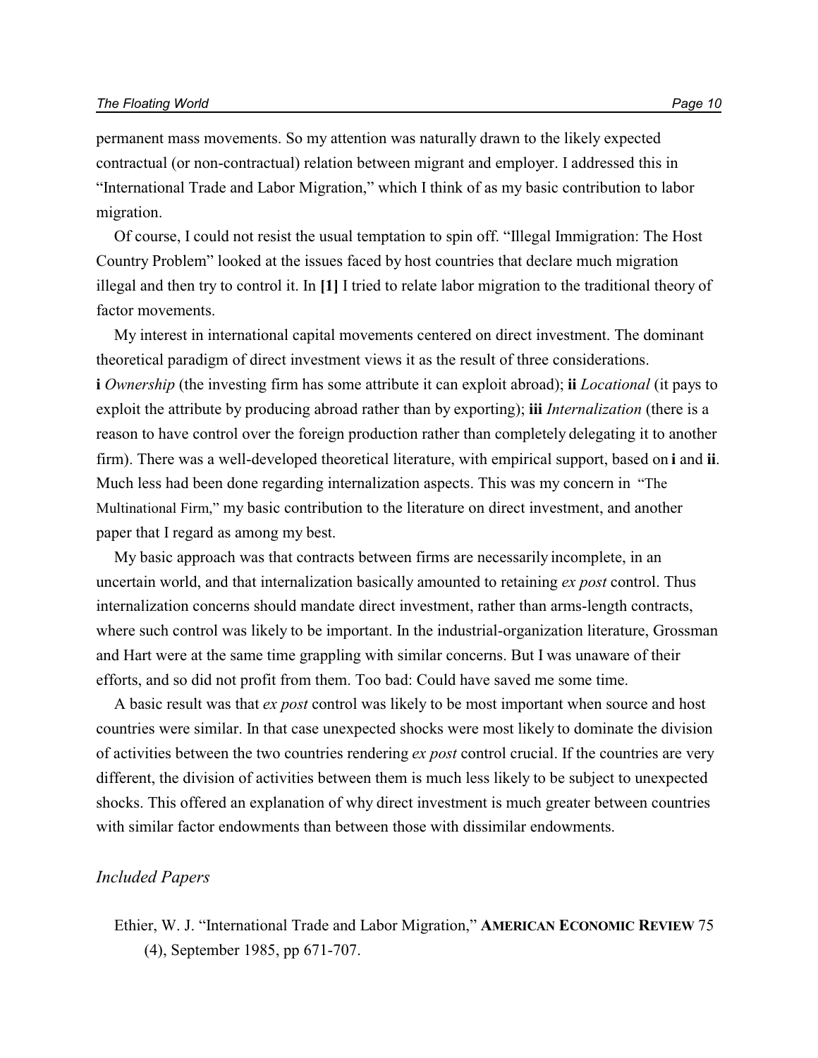permanent mass movements. So my attention was naturally drawn to the likely expected contractual (or non-contractual) relation between migrant and employer. I addressed this in "International Trade and Labor Migration," which I think of as my basic contribution to labor migration.

Of course, I could not resist the usual temptation to spin off. "Illegal Immigration: The Host Country Problem" looked at the issues faced by host countries that declare much migration illegal and then try to control it. In **[1]** I tried to relate labor migration to the traditional theory of factor movements.

My interest in international capital movements centered on direct investment. The dominant theoretical paradigm of direct investment views it as the result of three considerations. **i** *Ownership* (the investing firm has some attribute it can exploit abroad); **ii** *Locational* (it pays to exploit the attribute by producing abroad rather than by exporting); **iii** *Internalization* (there is a reason to have control over the foreign production rather than completely delegating it to another firm). There was a well-developed theoretical literature, with empirical support, based on **i** and **ii**. Much less had been done regarding internalization aspects. This was my concern in "The Multinational Firm," my basic contribution to the literature on direct investment, and another paper that I regard as among my best.

My basic approach was that contracts between firms are necessarily incomplete, in an uncertain world, and that internalization basically amounted to retaining *ex post* control. Thus internalization concerns should mandate direct investment, rather than arms-length contracts, where such control was likely to be important. In the industrial-organization literature, Grossman and Hart were at the same time grappling with similar concerns. But I was unaware of their efforts, and so did not profit from them. Too bad: Could have saved me some time.

A basic result was that *ex post* control was likely to be most important when source and host countries were similar. In that case unexpected shocks were most likely to dominate the division of activities between the two countries rendering *ex post* control crucial. If the countries are very different, the division of activities between them is much less likely to be subject to unexpected shocks. This offered an explanation of why direct investment is much greater between countries with similar factor endowments than between those with dissimilar endowments.

## *Included Papers*

Ethier, W. J. "International Trade and Labor Migration," **AMERICAN ECONOMIC REVIEW** 75 (4), September 1985, pp 671-707.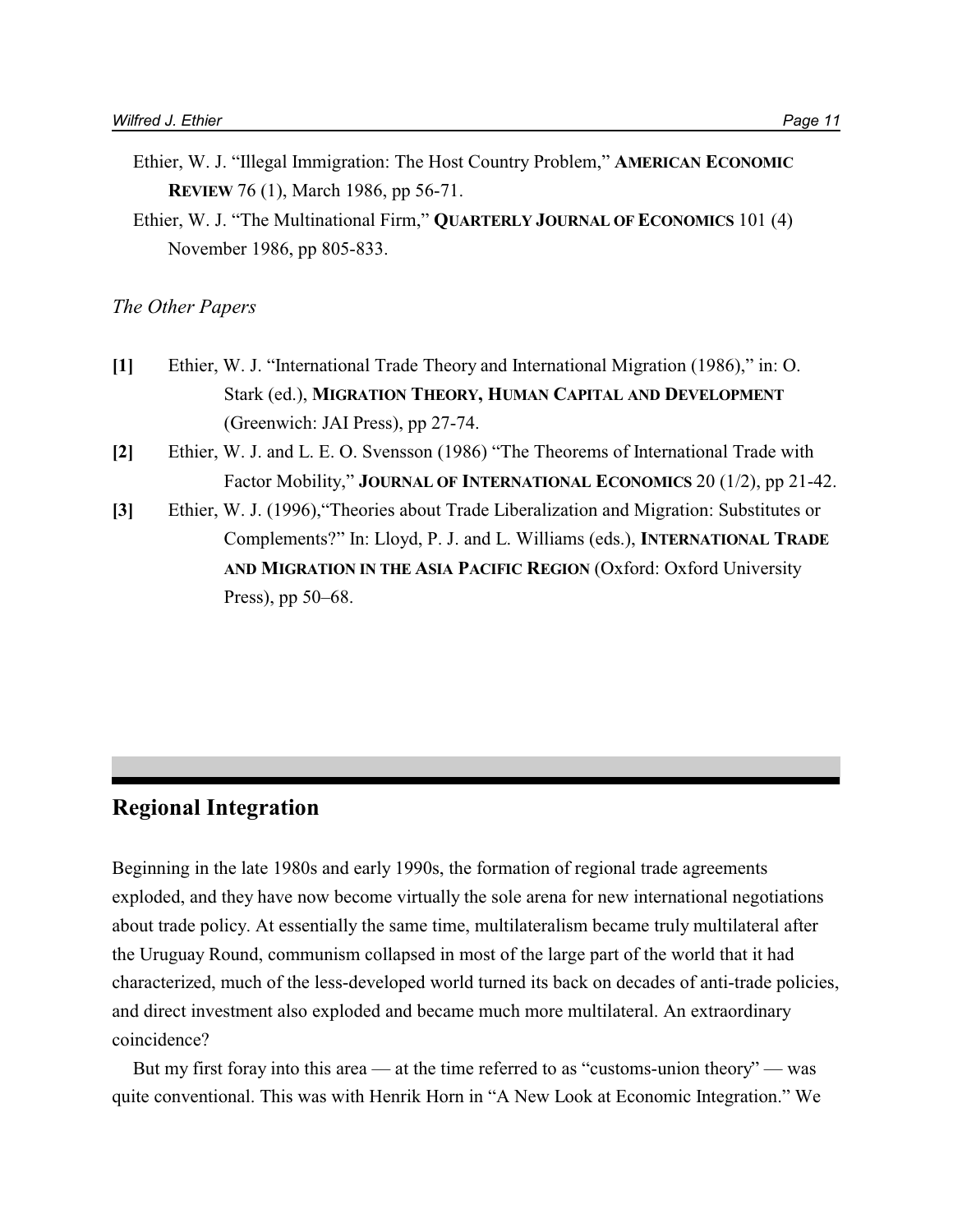Ethier, W. J. "Illegal Immigration: The Host Country Problem," **AMERICAN ECONOMIC REVIEW** 76 (1), March 1986, pp 56-71.

Ethier, W. J. "The Multinational Firm," **QUARTERLY JOURNAL OF ECONOMICS** 101 (4) November 1986, pp 805-833.

*The Other Papers*

**[1]** Ethier, W. J. "International Trade Theory and International Migration (1986)," in: O. Stark (ed.), **MIGRATION THEORY, HUMAN CAPITAL AND DEVELOPMENT** (Greenwich: JAI Press), pp 27-74.

**[2]** Ethier, W. J. and L. E. O. Svensson (1986) "The Theorems of International Trade with Factor Mobility," **JOURNAL OF INTERNATIONAL ECONOMICS** 20 (1/2), pp 21-42.

**[3]** Ethier, W. J. (1996),"Theories about Trade Liberalization and Migration: Substitutes or Complements?" In: Lloyd, P. J. and L. Williams (eds.), **INTERNATIONAL TRADE AND MIGRATION IN THE ASIA PACIFIC REGION** (Oxford: Oxford University Press), pp 50–68.

## Regional Integration

Beginning in the late 1980s and early 1990s, the formation of regional trade agreements exploded, and they have now become virtually the sole arena for new international negotiations about trade policy. At essentially the same time, multilateralism became truly multilateral after the Uruguay Round, communism collapsed in most of the large part of the world that it had characterized, much of the less-developed world turned its back on decades of anti-trade policies, and direct investment also exploded and became much more multilateral. An extraordinary coincidence?

But my first foray into this area — at the time referred to as "customs-union theory" — was quite conventional. This was with Henrik Horn in "A New Look at Economic Integration." We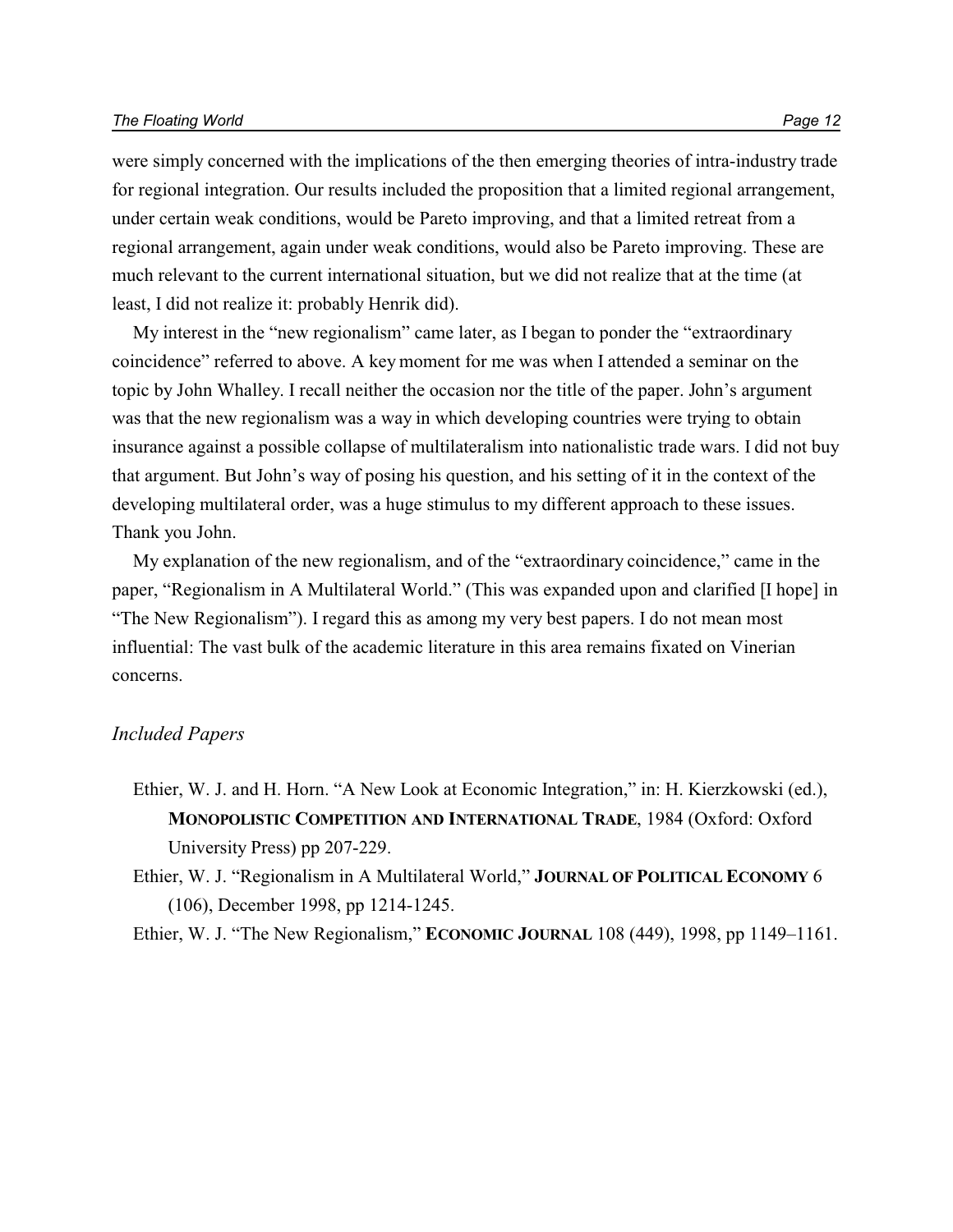were simply concerned with the implications of the then emerging theories of intra-industry trade for regional integration. Our results included the proposition that a limited regional arrangement, under certain weak conditions, would be Pareto improving, and that a limited retreat from a regional arrangement, again under weak conditions, would also be Pareto improving. These are much relevant to the current international situation, but we did not realize that at the time (at least, I did not realize it: probably Henrik did).

My interest in the "new regionalism" came later, as I began to ponder the "extraordinary coincidence" referred to above. A key moment for me was when I attended a seminar on the topic by John Whalley. I recall neither the occasion nor the title of the paper. John's argument was that the new regionalism was a way in which developing countries were trying to obtain insurance against a possible collapse of multilateralism into nationalistic trade wars. I did not buy that argument. But John's way of posing his question, and his setting of it in the context of the developing multilateral order, was a huge stimulus to my different approach to these issues. Thank you John.

My explanation of the new regionalism, and of the "extraordinary coincidence," came in the paper, "Regionalism in A Multilateral World." (This was expanded upon and clarified [I hope] in "The New Regionalism"). I regard this as among my very best papers. I do not mean most influential: The vast bulk of the academic literature in this area remains fixated on Vinerian concerns.

### *Included Papers*

- Ethier, W. J. and H. Horn. "A New Look at Economic Integration," in: H. Kierzkowski (ed.), **MONOPOLISTIC COMPETITION AND INTERNATIONAL TRADE**, 1984 (Oxford: Oxford University Press) pp 207-229.
- Ethier, W. J. "Regionalism in A Multilateral World," **JOURNAL OF POLITICAL ECONOMY** 6 (106), December 1998, pp 1214-1245.
- Ethier, W. J. "The New Regionalism," **ECONOMIC JOURNAL** 108 (449), 1998, pp 1149–1161.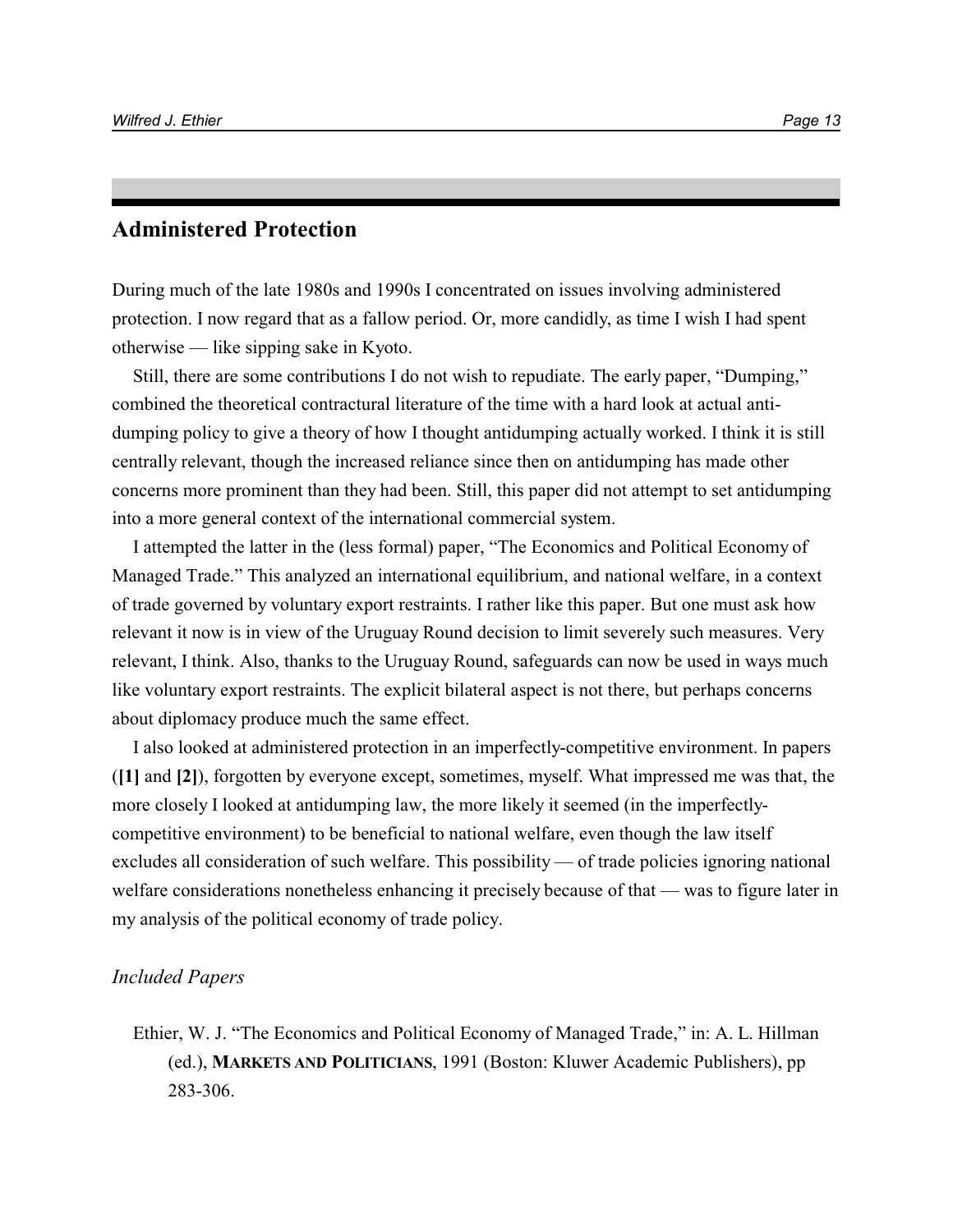## Administered Protection

During much of the late 1980s and 1990s I concentrated on issues involving administered protection. I now regard that as a fallow period. Or, more candidly, as time I wish I had spent otherwise — like sipping sake in Kyoto.

Still, there are some contributions I do not wish to repudiate. The early paper, "Dumping," combined the theoretical contractural literature of the time with a hard look at actual anti-dumping policy to give a theory of how I thought antidumping actually worked. I think it is still centrally relevant, though the increased reliance since then on antidumping has made other concerns more prominent than they had been. Still, this paper did not attempt to set antidumping into a more general context of the international commercial system.

I attempted the latter in the (less formal) paper, "The Economics and Political Economy of Managed Trade." This analyzed an international equilibrium, and national welfare, in a context of trade governed by voluntary export restraints. I rather like this paper. But one must ask how relevant it now is in view of the Uruguay Round decision to limit severely such measures. Very relevant, I think. Also, thanks to the Uruguay Round, safeguards can now be used in ways much like voluntary export restraints. The explicit bilateral aspect is not there, but perhaps concerns about diplomacy produce much the same effect.

I also looked at administered protection in an imperfectly-competitive environment. In papers (**[1]** and **[2]**), forgotten by everyone except, sometimes, myself. What impressed me was that, the more closely I looked at antidumping law, the more likely it seemed (in the imperfectly-competitive environment) to be beneficial to national welfare, even though the law itself excludes all consideration of such welfare. This possibility — of trade policies ignoring national welfare considerations nonetheless enhancing it precisely because of that — was to figure later in my analysis of the political economy of trade policy.

### *Included Papers*

Ethier, W. J. "The Economics and Political Economy of Managed Trade," in: A. L. Hillman (ed.), **MARKETS AND POLITICIANS**, 1991 (Boston: Kluwer Academic Publishers), pp 283-306.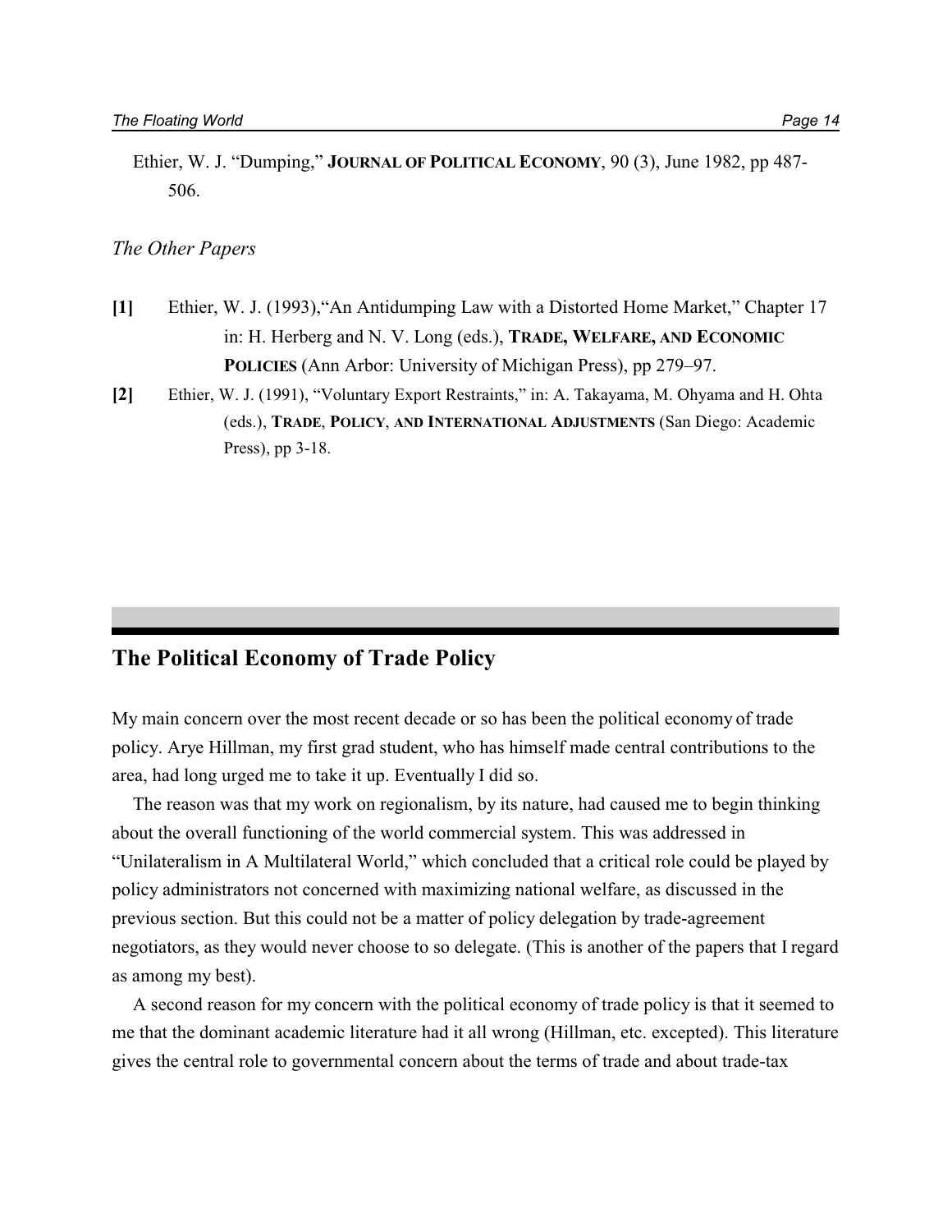Ethier, W. J. "Dumping," **JOURNAL OF POLITICAL ECONOMY**, 90 (3), June 1982, pp 487-506.

*The Other Papers*

**[1]** Ethier, W. J. (1993),"An Antidumping Law with a Distorted Home Market," Chapter 17 in: H. Herberg and N. V. Long (eds.), **TRADE, WELFARE, AND ECONOMIC POLICIES** (Ann Arbor: University of Michigan Press), pp 279–97.

**[2]** Ethier, W. J. (1991), "Voluntary Export Restraints," in: A. Takayama, M. Ohyama and H. Ohta (eds.), **TRADE, POLICY, AND INTERNATIONAL ADJUSTMENTS** (San Diego: Academic Press), pp 3-18.

## The Political Economy of Trade Policy

My main concern over the most recent decade or so has been the political economy of trade policy. Arye Hillman, my first grad student, who has himself made central contributions to the area, had long urged me to take it up. Eventually I did so.

The reason was that my work on regionalism, by its nature, had caused me to begin thinking about the overall functioning of the world commercial system. This was addressed in "Unilateralism in A Multilateral World," which concluded that a critical role could be played by policy administrators not concerned with maximizing national welfare, as discussed in the previous section. But this could not be a matter of policy delegation by trade-agreement negotiators, as they would never choose to so delegate. (This is another of the papers that I regard as among my best).

A second reason for my concern with the political economy of trade policy is that it seemed to me that the dominant academic literature had it all wrong (Hillman, etc. excepted). This literature gives the central role to governmental concern about the terms of trade and about trade-tax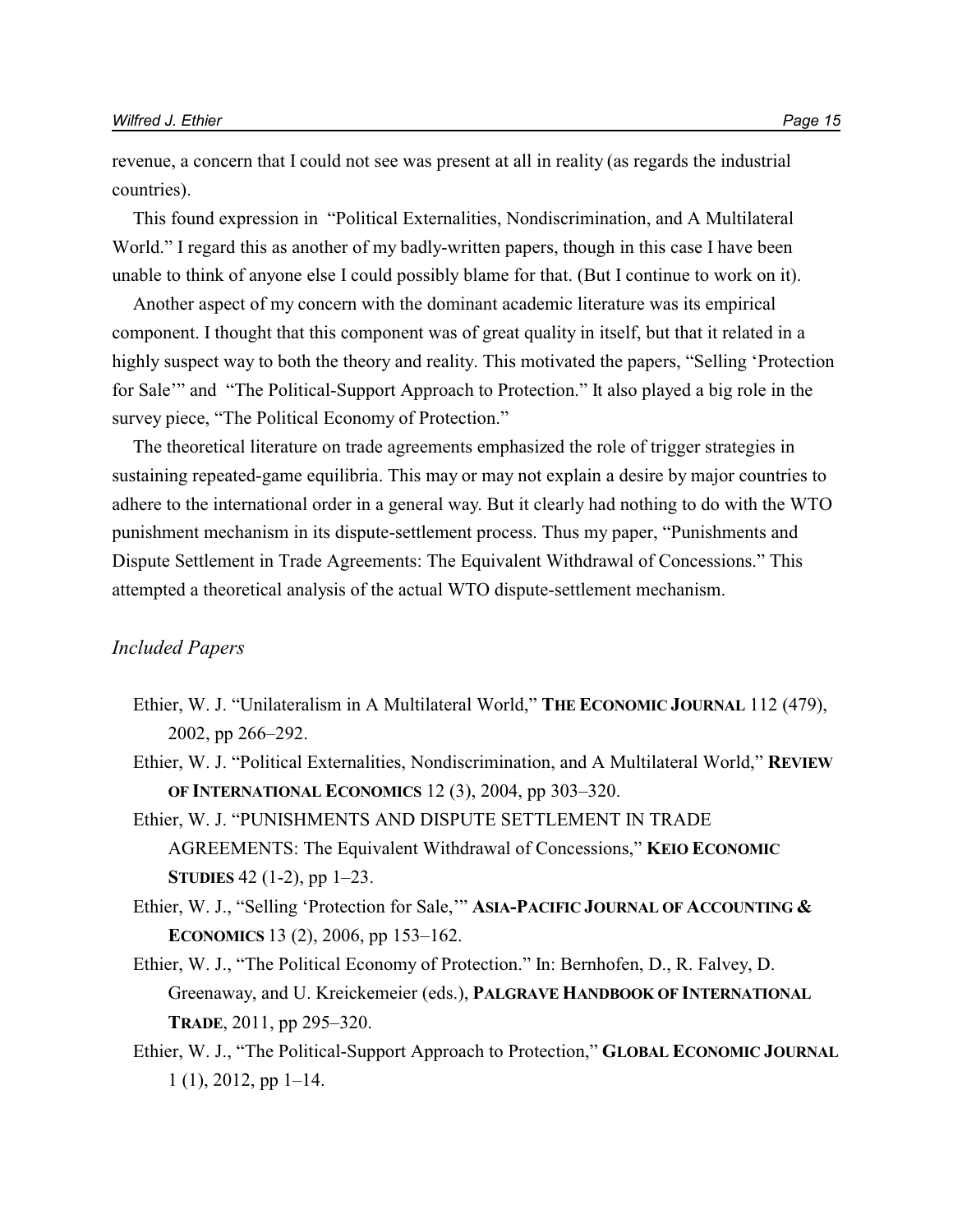revenue, a concern that I could not see was present at all in reality (as regards the industrial countries).

This found expression in "Political Externalities, Nondiscrimination, and A Multilateral World." I regard this as another of my badly-written papers, though in this case I have been unable to think of anyone else I could possibly blame for that. (But I continue to work on it).

Another aspect of my concern with the dominant academic literature was its empirical component. I thought that this component was of great quality in itself, but that it related in a highly suspect way to both the theory and reality. This motivated the papers, "Selling 'Protection for Sale'" and "The Political-Support Approach to Protection." It also played a big role in the survey piece, "The Political Economy of Protection."

The theoretical literature on trade agreements emphasized the role of trigger strategies in sustaining repeated-game equilibria. This may or may not explain a desire by major countries to adhere to the international order in a general way. But it clearly had nothing to do with the WTO punishment mechanism in its dispute-settlement process. Thus my paper, "Punishments and Dispute Settlement in Trade Agreements: The Equivalent Withdrawal of Concessions." This attempted a theoretical analysis of the actual WTO dispute-settlement mechanism.

### *Included Papers*

- Ethier, W. J. "Unilateralism in A Multilateral World," **THE ECONOMIC JOURNAL** 112 (479), 2002, pp 266–292.
- Ethier, W. J. "Political Externalities, Nondiscrimination, and A Multilateral World," **REVIEW OF INTERNATIONAL ECONOMICS** 12 (3), 2004, pp 303–320.
- Ethier, W. J. "PUNISHMENTS AND DISPUTE SETTLEMENT IN TRADE AGREEMENTS: The Equivalent Withdrawal of Concessions," **KEIO ECONOMIC STUDIES** 42 (1-2), pp 1–23.
- Ethier, W. J., "Selling 'Protection for Sale,'" **ASIA-PACIFIC JOURNAL OF ACCOUNTING & ECONOMICS** 13 (2), 2006, pp 153–162.
- Ethier, W. J., "The Political Economy of Protection." In: Bernhofen, D., R. Falvey, D. Greenaway, and U. Kreickemeier (eds.), **PALGRAVE HANDBOOK OF INTERNATIONAL TRADE**, 2011, pp 295–320.
- Ethier, W. J., "The Political-Support Approach to Protection," **GLOBAL ECONOMIC JOURNAL** 1 (1), 2012, pp 1–14.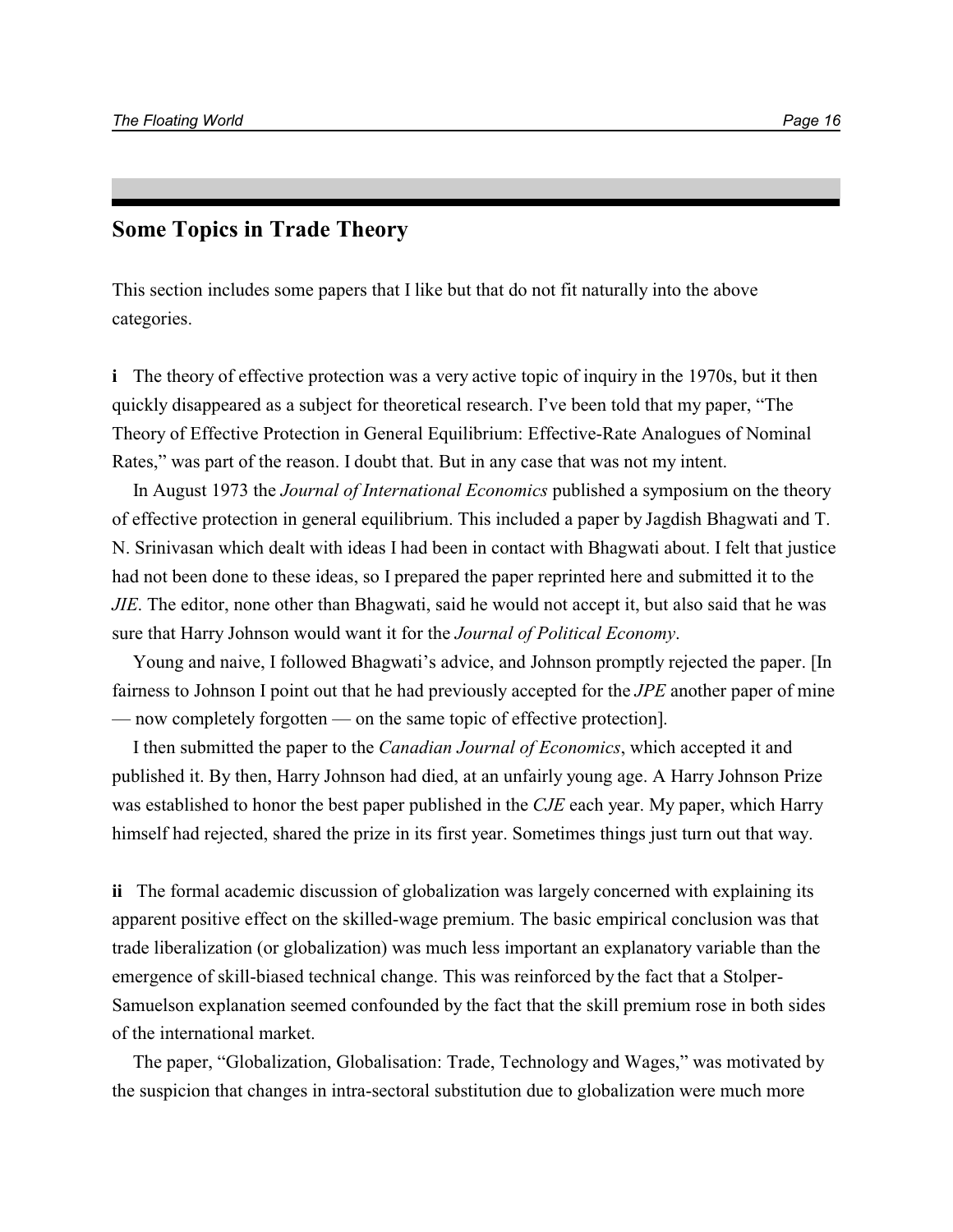## Some Topics in Trade Theory

This section includes some papers that I like but that do not fit naturally into the above categories.

**i** The theory of effective protection was a very active topic of inquiry in the 1970s, but it then quickly disappeared as a subject for theoretical research. I've been told that my paper, "The Theory of Effective Protection in General Equilibrium: Effective-Rate Analogues of Nominal Rates," was part of the reason. I doubt that. But in any case that was not my intent.

In August 1973 the *Journal of International Economics* published a symposium on the theory of effective protection in general equilibrium. This included a paper by Jagdish Bhagwati and T. N. Srinivasan which dealt with ideas I had been in contact with Bhagwati about. I felt that justice had not been done to these ideas, so I prepared the paper reprinted here and submitted it to the *JIE*. The editor, none other than Bhagwati, said he would not accept it, but also said that he was sure that Harry Johnson would want it for the *Journal of Political Economy*.

Young and naive, I followed Bhagwati's advice, and Johnson promptly rejected the paper. [In fairness to Johnson I point out that he had previously accepted for the *JPE* another paper of mine — now completely forgotten — on the same topic of effective protection].

I then submitted the paper to the *Canadian Journal of Economics*, which accepted it and published it. By then, Harry Johnson had died, at an unfairly young age. A Harry Johnson Prize was established to honor the best paper published in the *CJE* each year. My paper, which Harry himself had rejected, shared the prize in its first year. Sometimes things just turn out that way.

**ii** The formal academic discussion of globalization was largely concerned with explaining its apparent positive effect on the skilled-wage premium. The basic empirical conclusion was that trade liberalization (or globalization) was much less important an explanatory variable than the emergence of skill-biased technical change. This was reinforced by the fact that a Stolper-Samuelson explanation seemed confounded by the fact that the skill premium rose in both sides of the international market.

The paper, "Globalization, Globalisation: Trade, Technology and Wages," was motivated by the suspicion that changes in intra-sectoral substitution due to globalization were much more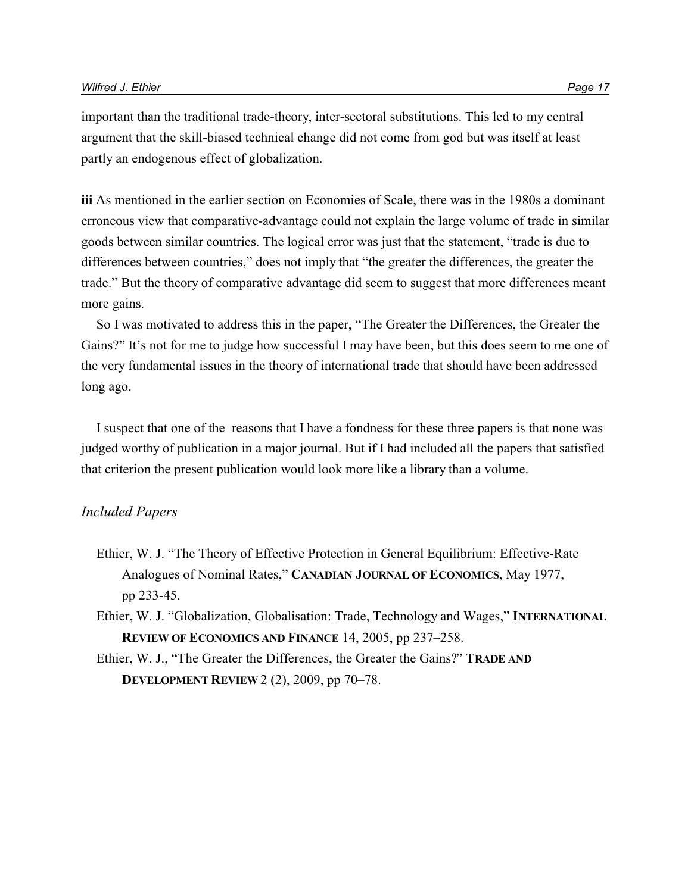important than the traditional trade-theory, inter-sectoral substitutions. This led to my central argument that the skill-biased technical change did not come from god but was itself at least partly an endogenous effect of globalization.

**iii** As mentioned in the earlier section on Economies of Scale, there was in the 1980s a dominant erroneous view that comparative-advantage could not explain the large volume of trade in similar goods between similar countries. The logical error was just that the statement, "trade is due to differences between countries," does not imply that "the greater the differences, the greater the trade." But the theory of comparative advantage did seem to suggest that more differences meant more gains.

So I was motivated to address this in the paper, "The Greater the Differences, the Greater the Gains?" It's not for me to judge how successful I may have been, but this does seem to me one of the very fundamental issues in the theory of international trade that should have been addressed long ago.

I suspect that one of the reasons that I have a fondness for these three papers is that none was judged worthy of publication in a major journal. But if I had included all the papers that satisfied that criterion the present publication would look more like a library than a volume.

### *Included Papers*

- Ethier, W. J. "The Theory of Effective Protection in General Equilibrium: Effective-Rate Analogues of Nominal Rates," **CANADIAN JOURNAL OF ECONOMICS**, May 1977, pp 233-45.
- Ethier, W. J. "Globalization, Globalisation: Trade, Technology and Wages," **INTERNATIONAL REVIEW OF ECONOMICS AND FINANCE** 14, 2005, pp 237–258.
- Ethier, W. J., "The Greater the Differences, the Greater the Gains?" **TRADE AND DEVELOPMENT REVIEW** 2 (2), 2009, pp 70–78.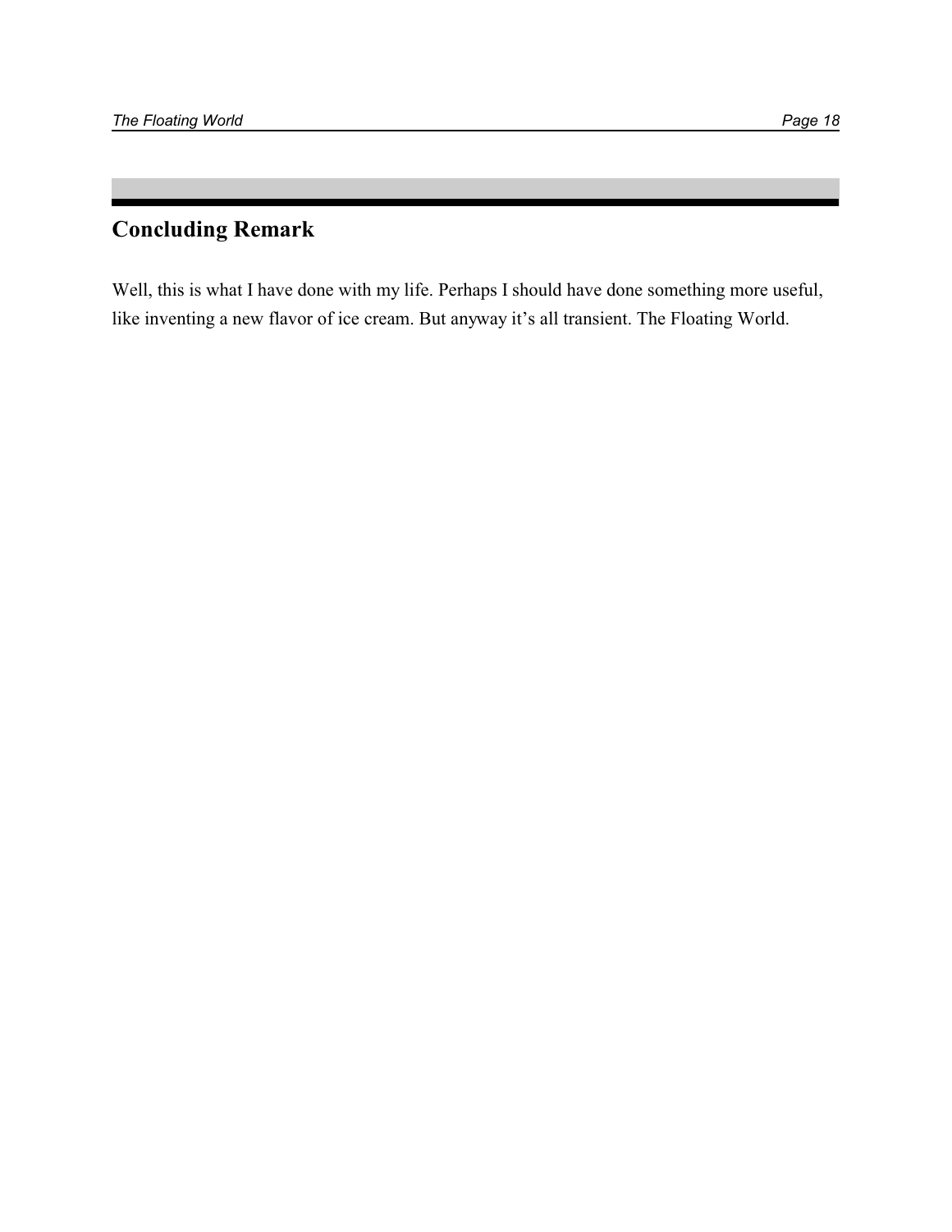## Concluding Remark

Well, this is what I have done with my life. Perhaps I should have done something more useful, like inventing a new flavor of ice cream. But anyway it's all transient. The Floating World.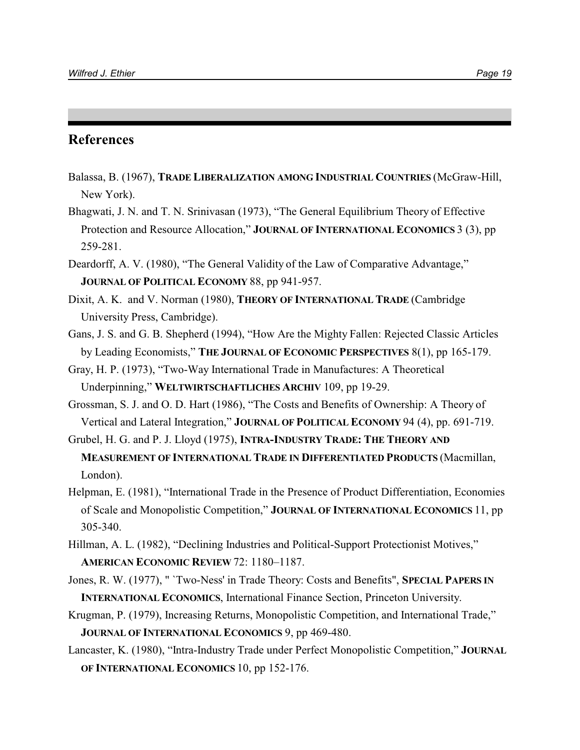## References

Balassa, B. (1967), **TRADE LIBERALIZATION AMONG INDUSTRIAL COUNTRIES** (McGraw-Hill, New York).

Bhagwati, J. N. and T. N. Srinivasan (1973), "The General Equilibrium Theory of Effective Protection and Resource Allocation," **JOURNAL OF INTERNATIONAL ECONOMICS** 3 (3), pp 259-281.

Deardorff, A. V. (1980), "The General Validity of the Law of Comparative Advantage," **JOURNAL OF POLITICAL ECONOMY** 88, pp 941-957.

Dixit, A. K. and V. Norman (1980), **THEORY OF INTERNATIONAL TRADE** (Cambridge University Press, Cambridge).

Gans, J. S. and G. B. Shepherd (1994), "How Are the Mighty Fallen: Rejected Classic Articles by Leading Economists," **THE JOURNAL OF ECONOMIC PERSPECTIVES** 8(1), pp 165-179.

Gray, H. P. (1973), "Two-Way International Trade in Manufactures: A Theoretical Underpinning," **WELTWIRTSCHAFTLICHES ARCHIV** 109, pp 19-29.

Grossman, S. J. and O. D. Hart (1986), "The Costs and Benefits of Ownership: A Theory of Vertical and Lateral Integration," **JOURNAL OF POLITICAL ECONOMY** 94 (4), pp. 691-719.

Grubel, H. G. and P. J. Lloyd (1975), **INTRA-INDUSTRY TRADE: THE THEORY AND MEASUREMENT OF INTERNATIONAL TRADE IN DIFFERENTIATED PRODUCTS** (Macmillan, London).

Helpman, E. (1981), "International Trade in the Presence of Product Differentiation, Economies of Scale and Monopolistic Competition," **JOURNAL OF INTERNATIONAL ECONOMICS** 11, pp 305-340.

Hillman, A. L. (1982), "Declining Industries and Political-Support Protectionist Motives," **AMERICAN ECONOMIC REVIEW** 72: 1180–1187.

Jones, R. W. (1977), " `Two-Ness' in Trade Theory: Costs and Benefits", **SPECIAL PAPERS IN INTERNATIONAL ECONOMICS**, International Finance Section, Princeton University.

Krugman, P. (1979), Increasing Returns, Monopolistic Competition, and International Trade," **JOURNAL OF INTERNATIONAL ECONOMICS** 9, pp 469-480.

Lancaster, K. (1980), "Intra-Industry Trade under Perfect Monopolistic Competition," **JOURNAL OF INTERNATIONAL ECONOMICS** 10, pp 152-176.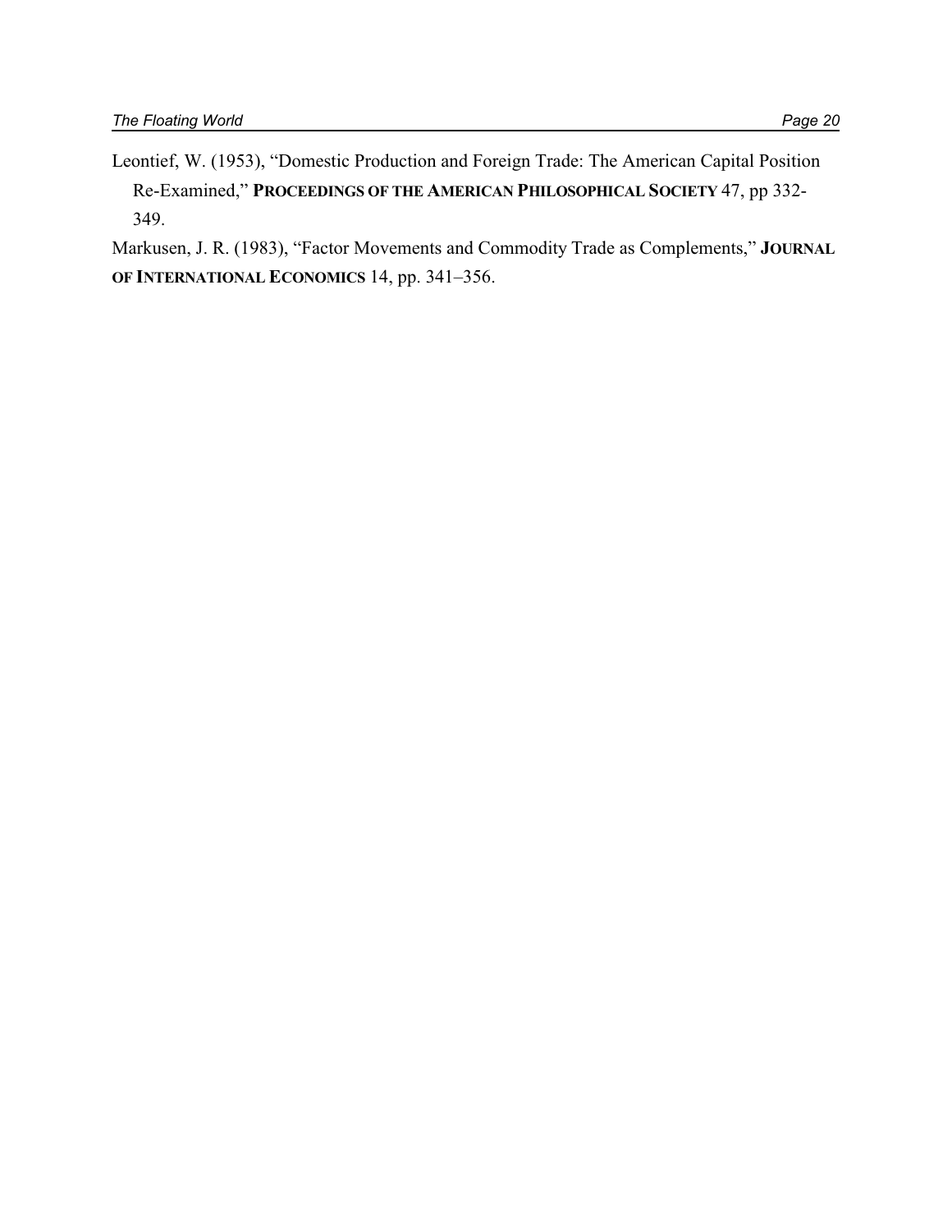Leontief, W. (1953), "Domestic Production and Foreign Trade: The American Capital Position Re-Examined," **PROCEEDINGS OF THE AMERICAN PHILOSOPHICAL SOCIETY** 47, pp 332-349.

Markusen, J. R. (1983), "Factor Movements and Commodity Trade as Complements," **JOURNAL OF INTERNATIONAL ECONOMICS** 14, pp. 341–356.